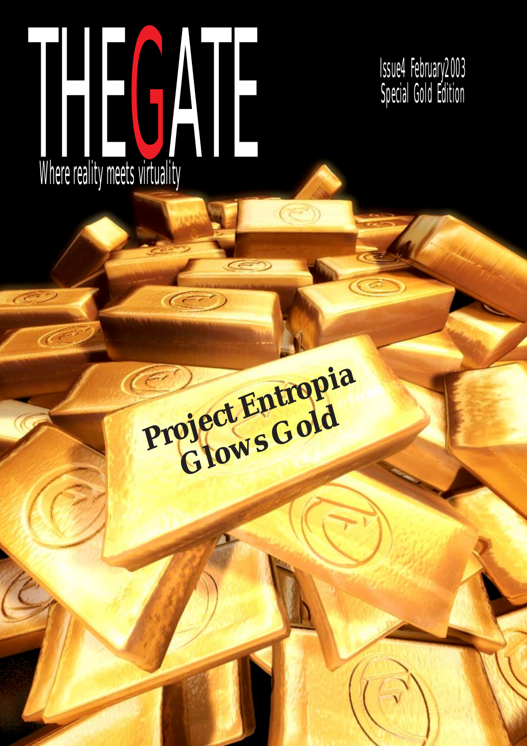# THE GATE

Where reality meets virtuality

Issue4 February2003
Special Gold Edition

## Project Entropia Glows Gold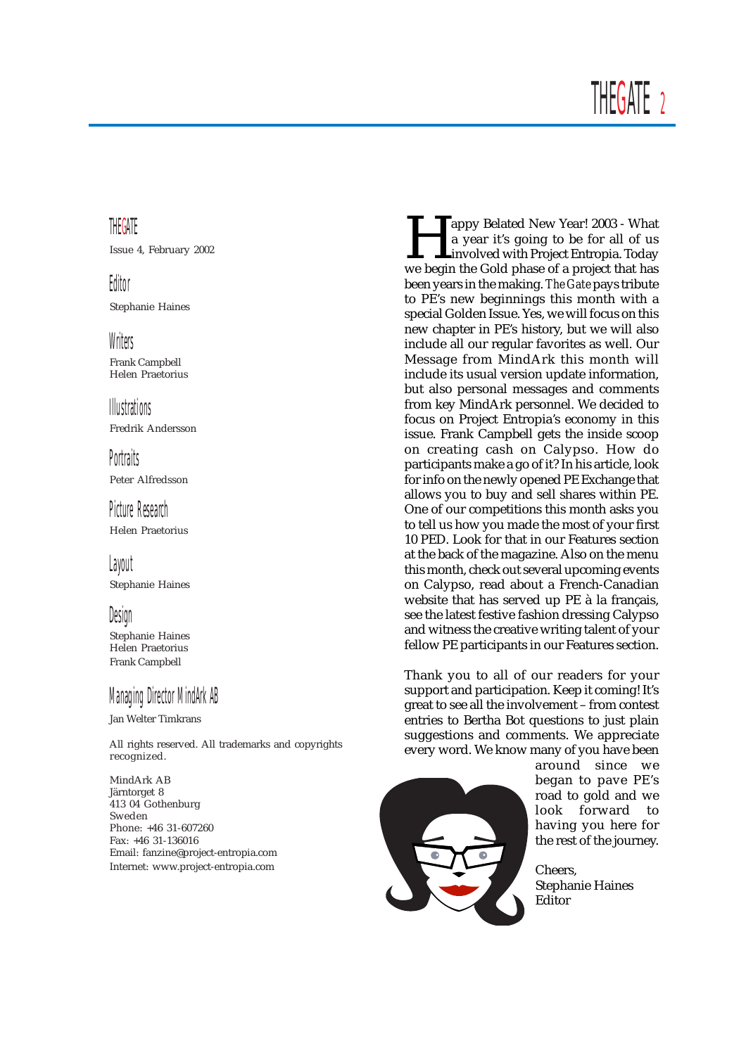## THEGATE

Issue 4, February 2002

### Editor

Stephanie Haines

### Writers

Frank Campbell
Helen Praetorius

### Illustrations

Fredrik Andersson

### Portraits

Peter Alfredsson

### Picture Research

Helen Praetorius

### Layout

Stephanie Haines

### Design

Stephanie Haines
Helen Praetorius
Frank Campbell

### Managing Director MindArk AB

Jan Welter Timkrans

All rights reserved. All trademarks and copyrights recognized.

MindArk AB
Järntorget 8
413 04 Gothenburg
Sweden
Phone: +46 31-607260
Fax: +46 31-136016
Email: fanzine@project-entropia.com
Internet: www.project-entropia.com

Happy Belated New Year! 2003 - What a year it's going to be for all of us involved with Project Entropia. Today we begin the Gold phase of a project that has been years in the making. *The Gate* pays tribute to PE's new beginnings this month with a special Golden Issue. Yes, we will focus on this new chapter in PE's history, but we will also include all our regular favorites as well. Our Message from MindArk this month will include its usual version update information, but also personal messages and comments from key MindArk personnel. We decided to focus on Project Entropia's economy in this issue. Frank Campbell gets the inside scoop on creating cash on Calypso. How do participants make a go of it? In his article, look for info on the newly opened PE Exchange that allows you to buy and sell shares within PE. One of our competitions this month asks you to tell us how you made the most of your first 10 PED. Look for that in our Features section at the back of the magazine. Also on the menu this month, check out several upcoming events on Calypso, read about a French-Canadian website that has served up PE à la français, see the latest festive fashion dressing Calypso and witness the creative writing talent of your fellow PE participants in our Features section.

Thank you to all of our readers for your support and participation. Keep it coming! It's great to see all the involvement – from contest entries to Bertha Bot questions to just plain suggestions and comments. We appreciate every word. We know many of you have been around since we began to pave PE's road to gold and we look forward to having you here for the rest of the journey.

Cheers,
Stephanie Haines
Editor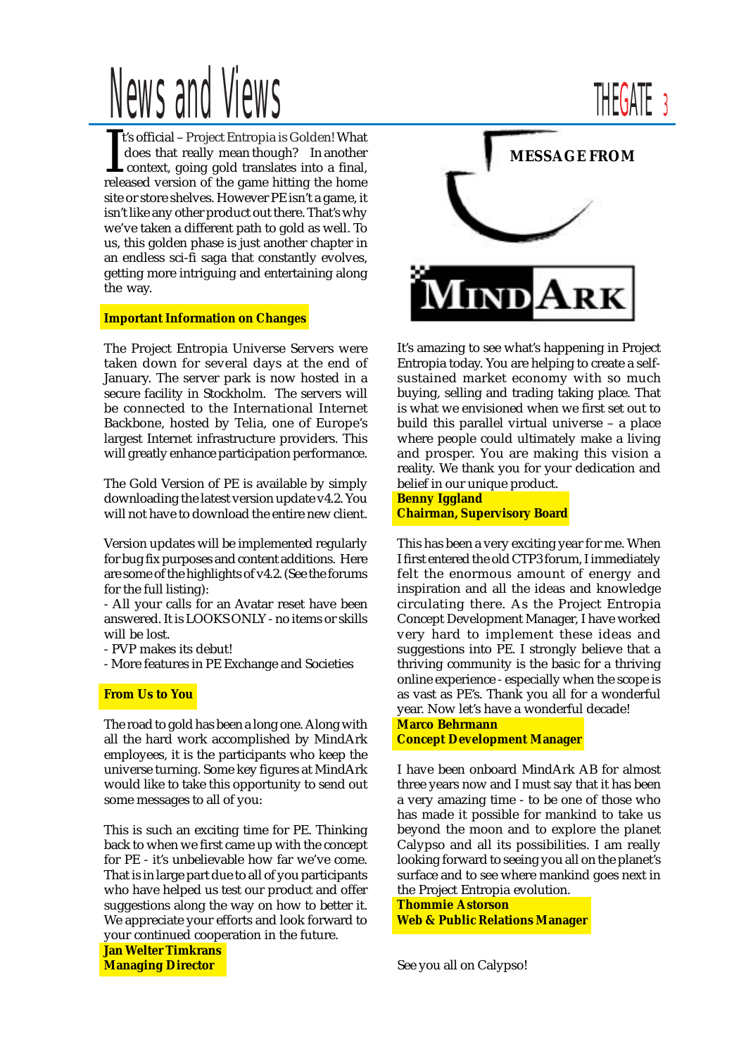# News and Views

It's official – Project Entropia is Golden! What does that really mean though? In another context, going gold translates into a final, released version of the game hitting the home site or store shelves. However PE isn't a game, it isn't like any other product out there. That's why we've taken a different path to gold as well. To us, this golden phase is just another chapter in an endless sci-fi saga that constantly evolves, getting more intriguing and entertaining along the way.

**Important Information on Changes**

The Project Entropia Universe Servers were taken down for several days at the end of January. The server park is now hosted in a secure facility in Stockholm. The servers will be connected to the International Internet Backbone, hosted by Telia, one of Europe's largest Internet infrastructure providers. This will greatly enhance participation performance.

The Gold Version of PE is available by simply downloading the latest version update v4.2. You will not have to download the entire new client.

Version updates will be implemented regularly for bug fix purposes and content additions. Here are some of the highlights of v4.2. (See the forums for the full listing):

- All your calls for an Avatar reset have been answered. It is LOOKS ONLY - no items or skills will be lost.
- PVP makes its debut!
- More features in PE Exchange and Societies

**From Us to You**

The road to gold has been a long one. Along with all the hard work accomplished by MindArk employees, it is the participants who keep the universe turning. Some key figures at MindArk would like to take this opportunity to send out some messages to all of you:

This is such an exciting time for PE. Thinking back to when we first came up with the concept for PE - it's unbelievable how far we've come. That is in large part due to all of you participants who have helped us test our product and offer suggestions along the way on how to better it. We appreciate your efforts and look forward to your continued cooperation in the future.

**Jan Welter Timkrans**
**Managing Director**

**MESSAGE FROM**

**MINDARK**

It's amazing to see what's happening in Project Entropia today. You are helping to create a self-sustained market economy with so much buying, selling and trading taking place. That is what we envisioned when we first set out to build this parallel virtual universe – a place where people could ultimately make a living and prosper. You are making this vision a reality. We thank you for your dedication and belief in our unique product.

**Benny Iggland**
**Chairman, Supervisory Board**

This has been a very exciting year for me. When I first entered the old CTP3 forum, I immediately felt the enormous amount of energy and inspiration and all the ideas and knowledge circulating there. As the Project Entropia Concept Development Manager, I have worked very hard to implement these ideas and suggestions into PE. I strongly believe that a thriving community is the basic for a thriving online experience - especially when the scope is as vast as PE's. Thank you all for a wonderful year. Now let's have a wonderful decade!

**Marco Behrmann**
**Concept Development Manager**

I have been onboard MindArk AB for almost three years now and I must say that it has been a very amazing time - to be one of those who has made it possible for mankind to take us beyond the moon and to explore the planet Calypso and all its possibilities. I am really looking forward to seeing you all on the planet's surface and to see where mankind goes next in the Project Entropia evolution.

**Thommie Astorson**
**Web & Public Relations Manager**

See you all on Calypso!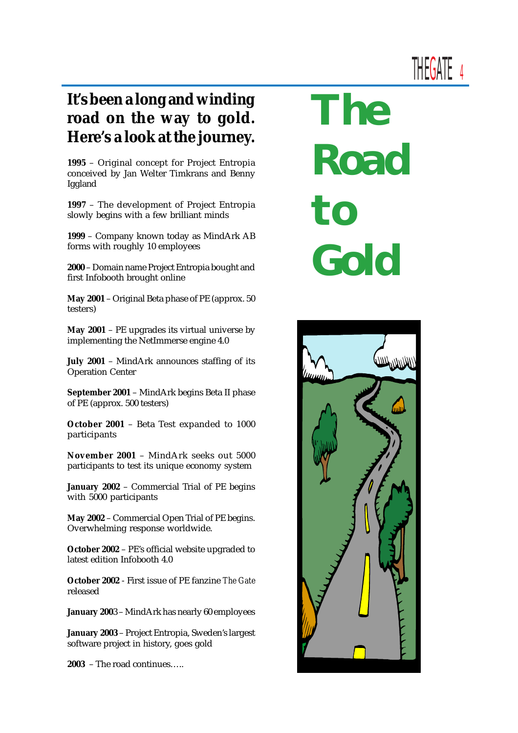# The Road to Gold

## It's been a long and winding road on the way to gold. Here's a look at the journey.

**1995** – Original concept for Project Entropia conceived by Jan Welter Timkrans and Benny Iggland

**1997** – The development of Project Entropia slowly begins with a few brilliant minds

**1999** – Company known today as MindArk AB forms with roughly 10 employees

**2000** – Domain name Project Entropia bought and first Infobooth brought online

**May 2001** – Original Beta phase of PE (approx. 50 testers)

**May 2001** – PE upgrades its virtual universe by implementing the NetImmerse engine 4.0

**July 2001** – MindArk announces staffing of its Operation Center

**September 2001** – MindArk begins Beta II phase of PE (approx. 500 testers)

**October 2001** – Beta Test expanded to 1000 participants

**November 2001** – MindArk seeks out 5000 participants to test its unique economy system

**January 2002** – Commercial Trial of PE begins with 5000 participants

**May 2002** – Commercial Open Trial of PE begins. Overwhelming response worldwide.

**October 2002** – PE's official website upgraded to latest edition Infobooth 4.0

**October 2002** - First issue of PE fanzine *The Gate* released

**January 2003** – MindArk has nearly 60 employees

**January 2003** – Project Entropia, Sweden's largest software project in history, goes gold

**2003** – The road continues…..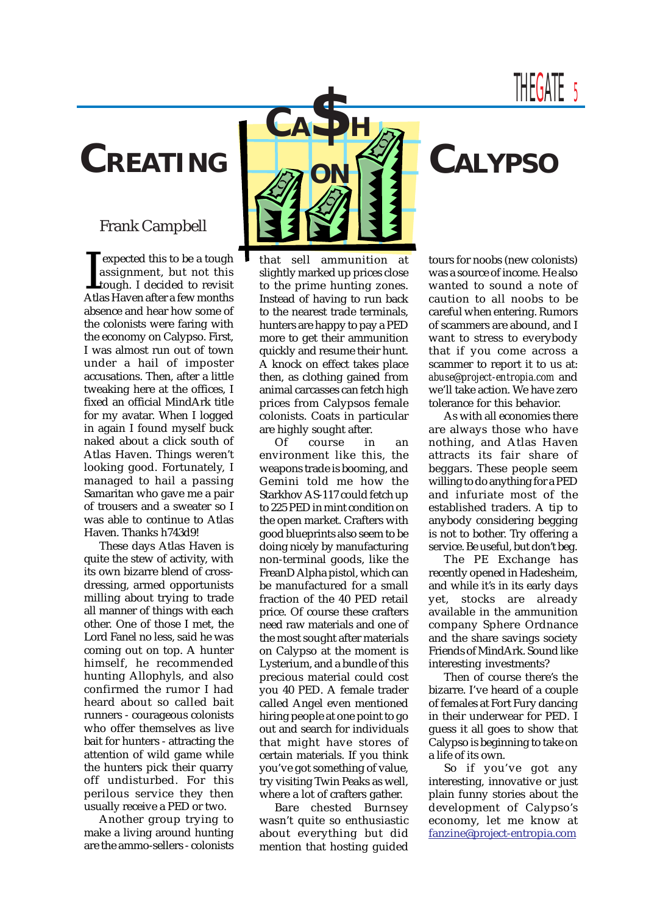# Creating Ca$h on Calypso

Frank Campbell

I expected this to be a tough assignment, but not this tough. I decided to revisit Atlas Haven after a few months absence and hear how some of the colonists were faring with the economy on Calypso. First, I was almost run out of town under a hail of imposter accusations. Then, after a little tweaking here at the offices, I fixed an official MindArk title for my avatar. When I logged in again I found myself buck naked about a click south of Atlas Haven. Things weren't looking good. Fortunately, I managed to hail a passing Samaritan who gave me a pair of trousers and a sweater so I was able to continue to Atlas Haven. Thanks h743d9!

These days Atlas Haven is quite the stew of activity, with its own bizarre blend of cross-dressing, armed opportunists milling about trying to trade all manner of things with each other. One of those I met, the Lord Fanel no less, said he was coming out on top. A hunter himself, he recommended hunting Allophyls, and also confirmed the rumor I had heard about so called bait runners - courageous colonists who offer themselves as live bait for hunters - attracting the attention of wild game while the hunters pick their quarry off undisturbed. For this perilous service they then usually receive a PED or two.

Another group trying to make a living around hunting are the ammo-sellers - colonists that sell ammunition at slightly marked up prices close to the prime hunting zones. Instead of having to run back to the nearest trade terminals, hunters are happy to pay a PED more to get their ammunition quickly and resume their hunt. A knock on effect takes place then, as clothing gained from animal carcasses can fetch high prices from Calypsos female colonists. Coats in particular are highly sought after.

Of course in an environment like this, the weapons trade is booming, and Gemini told me how the Starkhov AS-117 could fetch up to 225 PED in mint condition on the open market. Crafters with good blueprints also seem to be doing nicely by manufacturing non-terminal goods, like the FreanD Alpha pistol, which can be manufactured for a small fraction of the 40 PED retail price. Of course these crafters need raw materials and one of the most sought after materials on Calypso at the moment is Lysterium, and a bundle of this precious material could cost you 40 PED. A female trader called Angel even mentioned hiring people at one point to go out and search for individuals that might have stores of certain materials. If you think you've got something of value, try visiting Twin Peaks as well, where a lot of crafters gather.

Bare chested Burnsey wasn't quite so enthusiastic about everything but did mention that hosting guided tours for noobs (new colonists) was a source of income. He also wanted to sound a note of caution to all noobs to be careful when entering. Rumors of scammers are abound, and I want to stress to everybody that if you come across a scammer to report it to us at: *abuse@project-entropia.com* and we'll take action. We have zero tolerance for this behavior.

As with all economies there are always those who have nothing, and Atlas Haven attracts its fair share of beggars. These people seem willing to do anything for a PED and infuriate most of the established traders. A tip to anybody considering begging is not to bother. Try offering a service. Be useful, but don't beg.

The PE Exchange has recently opened in Hadesheim, and while it's in its early days yet, stocks are already available in the ammunition company Sphere Ordnance and the share savings society Friends of MindArk. Sound like interesting investments?

Then of course there's the bizarre. I've heard of a couple of females at Fort Fury dancing in their underwear for PED. I guess it all goes to show that Calypso is beginning to take on a life of its own.

So if you've got any interesting, innovative or just plain funny stories about the development of Calypso's economy, let me know at fanzine@project-entropia.com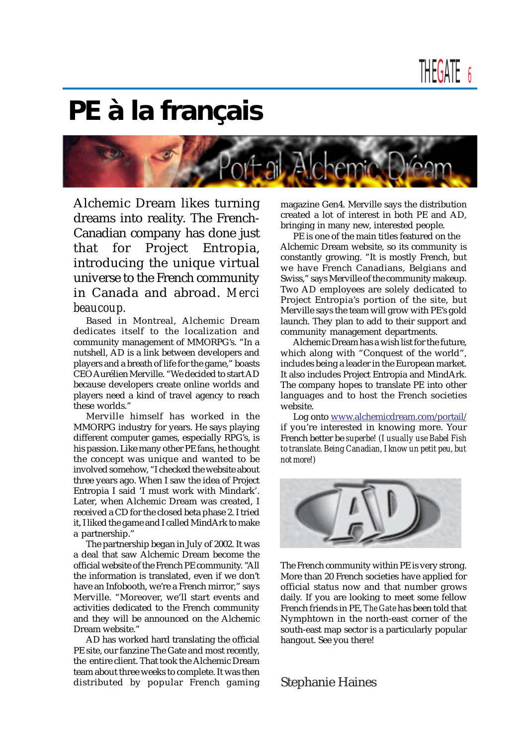# PE à la français

Alchemic Dream likes turning dreams into reality. The French-Canadian company has done just that for Project Entropia, introducing the unique virtual universe to the French community in Canada and abroad. *Merci beaucoup.*

Based in Montreal, Alchemic Dream dedicates itself to the localization and community management of MMORPG's. "In a nutshell, AD is a link between developers and players and a breath of life for the game," boasts CEO Aurélien Merville. "We decided to start AD because developers create online worlds and players need a kind of travel agency to reach these worlds."

Merville himself has worked in the MMORPG industry for years. He says playing different computer games, especially RPG's, is his passion. Like many other PE fans, he thought the concept was unique and wanted to be involved somehow, "I checked the website about three years ago. When I saw the idea of Project Entropia I said 'I must work with Mindark'. Later, when Alchemic Dream was created, I received a CD for the closed beta phase 2. I tried it, I liked the game and I called MindArk to make a partnership."

The partnership began in July of 2002. It was a deal that saw Alchemic Dream become the official website of the French PE community. "All the information is translated, even if we don't have an Infobooth, we're a French mirror," says Merville. "Moreover, we'll start events and activities dedicated to the French community and they will be announced on the Alchemic Dream website."

AD has worked hard translating the official PE site, our fanzine The Gate and most recently, the entire client. That took the Alchemic Dream team about three weeks to complete. It was then distributed by popular French gaming magazine Gen4. Merville says the distribution created a lot of interest in both PE and AD, bringing in many new, interested people.

PE is one of the main titles featured on the Alchemic Dream website, so its community is constantly growing. "It is mostly French, but we have French Canadians, Belgians and Swiss," says Merville of the community makeup. Two AD employees are solely dedicated to Project Entropia's portion of the site, but Merville says the team will grow with PE's gold launch. They plan to add to their support and community management departments.

Alchemic Dream has a wish list for the future, which along with "Conquest of the world", includes being a leader in the European market. It also includes Project Entropia and MindArk. The company hopes to translate PE into other languages and to host the French societies website.

Log onto www.alchemicdream.com/portail/ if you're interested in knowing more. Your French better be *superbe! (I usually use Babel Fish to translate. Being Canadian, I know un petit peu, but not more!)*

The French community within PE is very strong. More than 20 French societies have applied for official status now and that number grows daily. If you are looking to meet some fellow French friends in PE, *The Gate* has been told that Nymphtown in the north-east corner of the south-east map sector is a particularly popular hangout. See you there!

Stephanie Haines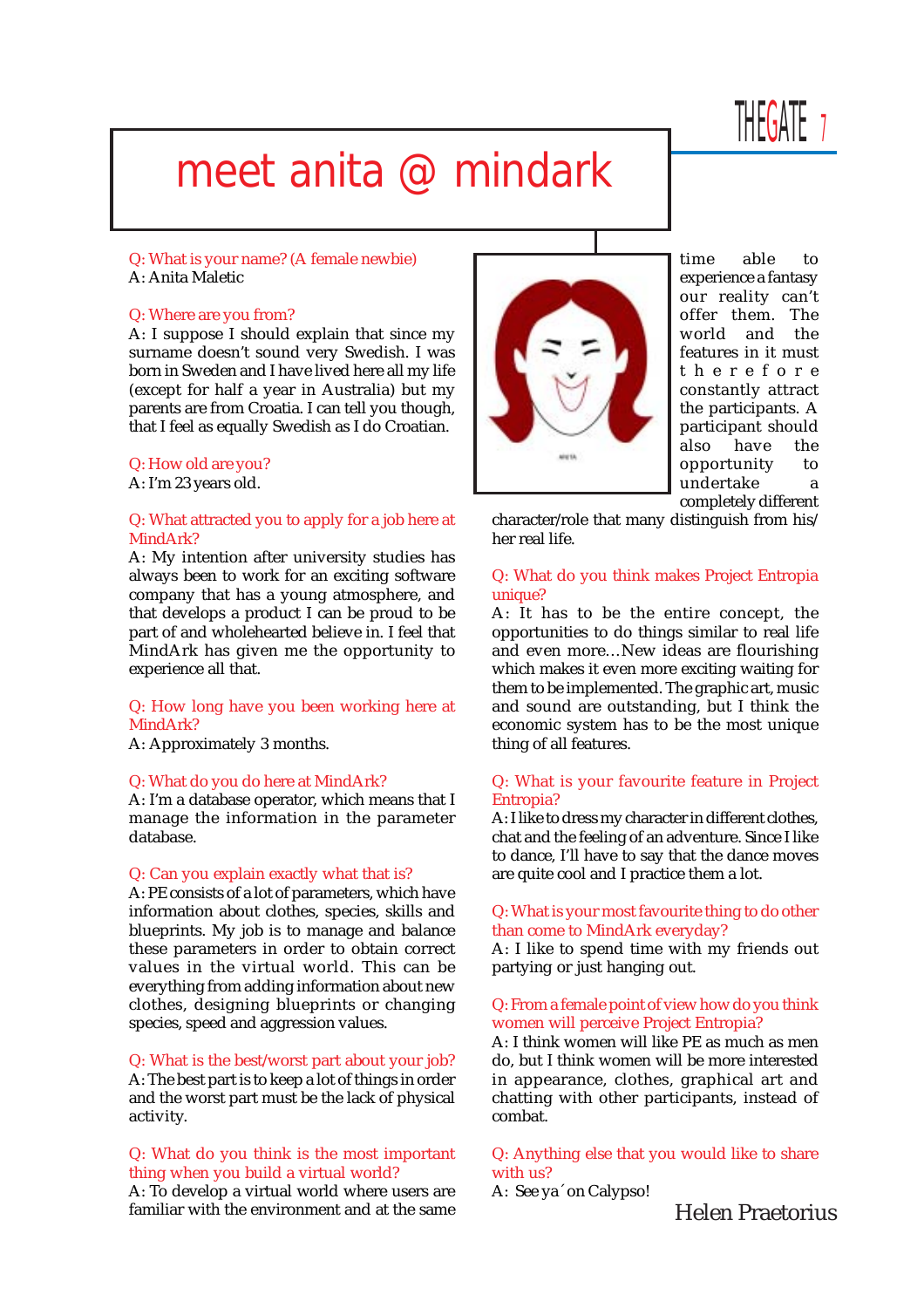# meet anita @ mindark

**Q: What is your name? (A female newbie)**
A: Anita Maletic

**Q: Where are you from?**
A: I suppose I should explain that since my surname doesn't sound very Swedish. I was born in Sweden and I have lived here all my life (except for half a year in Australia) but my parents are from Croatia. I can tell you though, that I feel as equally Swedish as I do Croatian.

**Q: How old are you?**
A: I'm 23 years old.

**Q: What attracted you to apply for a job here at MindArk?**
A: My intention after university studies has always been to work for an exciting software company that has a young atmosphere, and that develops a product I can be proud to be part of and wholehearted believe in. I feel that MindArk has given me the opportunity to experience all that.

**Q: How long have you been working here at MindArk?**
A: Approximately 3 months.

**Q: What do you do here at MindArk?**
A: I'm a database operator, which means that I manage the information in the parameter database.

**Q: Can you explain exactly what that is?**
A: PE consists of a lot of parameters, which have information about clothes, species, skills and blueprints. My job is to manage and balance these parameters in order to obtain correct values in the virtual world. This can be everything from adding information about new clothes, designing blueprints or changing species, speed and aggression values.

**Q: What is the best/worst part about your job?**
A: The best part is to keep a lot of things in order and the worst part must be the lack of physical activity.

**Q: What do you think is the most important thing when you build a virtual world?**
A: To develop a virtual world where users are familiar with the environment and at the same time able to experience a fantasy our reality can't offer them. The world and the features in it must therefore constantly attract the participants. A participant should also have the opportunity to undertake a completely different character/role that many distinguish from his/her real life.

**Q: What do you think makes Project Entropia unique?**
A: It has to be the entire concept, the opportunities to do things similar to real life and even more…New ideas are flourishing which makes it even more exciting waiting for them to be implemented. The graphic art, music and sound are outstanding, but I think the economic system has to be the most unique thing of all features.

**Q: What is your favourite feature in Project Entropia?**
A: I like to dress my character in different clothes, chat and the feeling of an adventure. Since I like to dance, I'll have to say that the dance moves are quite cool and I practice them a lot.

**Q: What is your most favourite thing to do other than come to MindArk everyday?**
A: I like to spend time with my friends out partying or just hanging out.

**Q: From a female point of view how do you think women will perceive Project Entropia?**
A: I think women will like PE as much as men do, but I think women will be more interested in appearance, clothes, graphical art and chatting with other participants, instead of combat.

**Q: Anything else that you would like to share with us?**
A: See ya´ on Calypso!

Helen Praetorius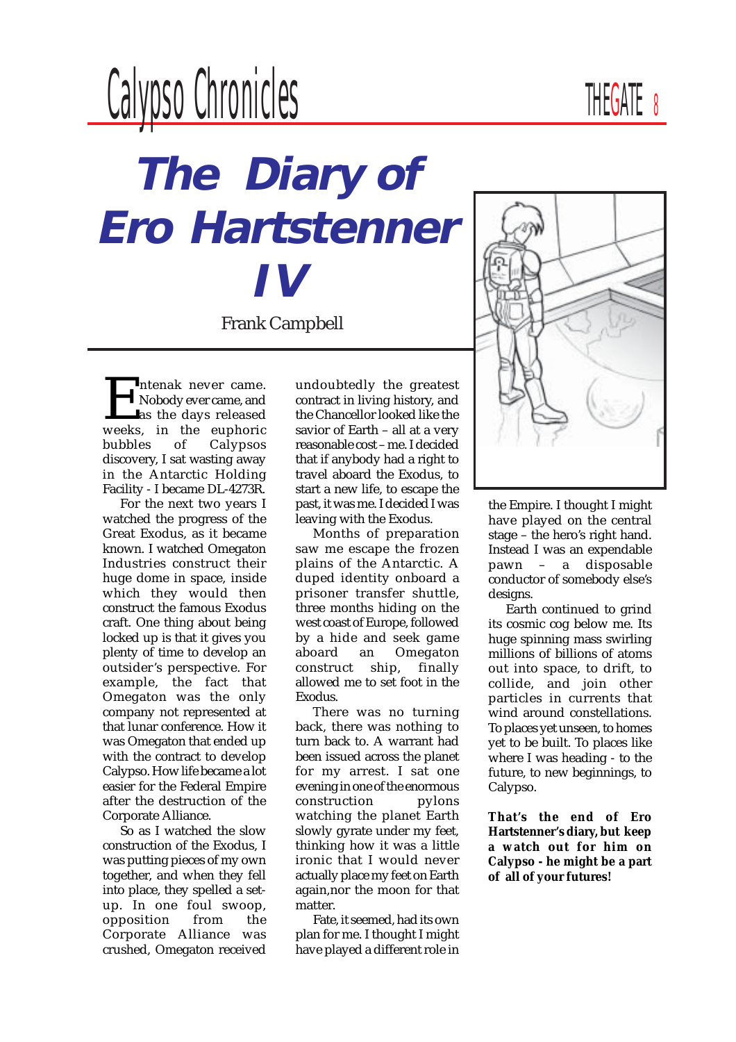# The Diary of Ero Hartstenner IV

Frank Campbell

Entenak never came. Nobody ever came, and as the days released weeks, in the euphoric bubbles of Calypsos discovery, I sat wasting away in the Antarctic Holding Facility - I became DL-4273R.

For the next two years I watched the progress of the Great Exodus, as it became known. I watched Omegaton Industries construct their huge dome in space, inside which they would then construct the famous Exodus craft. One thing about being locked up is that it gives you plenty of time to develop an outsider's perspective. For example, the fact that Omegaton was the only company not represented at that lunar conference. How it was Omegaton that ended up with the contract to develop Calypso. How life became a lot easier for the Federal Empire after the destruction of the Corporate Alliance.

So as I watched the slow construction of the Exodus, I was putting pieces of my own together, and when they fell into place, they spelled a set-up. In one foul swoop, opposition from the Corporate Alliance was crushed, Omegaton received undoubtedly the greatest contract in living history, and the Chancellor looked like the savior of Earth – all at a very reasonable cost – me. I decided that if anybody had a right to travel aboard the Exodus, to start a new life, to escape the past, it was me. I decided I was leaving with the Exodus.

Months of preparation saw me escape the frozen plains of the Antarctic. A duped identity onboard a prisoner transfer shuttle, three months hiding on the west coast of Europe, followed by a hide and seek game aboard an Omegaton construct ship, finally allowed me to set foot in the Exodus.

There was no turning back, there was nothing to turn back to. A warrant had been issued across the planet for my arrest. I sat one evening in one of the enormous construction pylons watching the planet Earth slowly gyrate under my feet, thinking how it was a little ironic that I would never actually place my feet on Earth again,nor the moon for that matter.

Fate, it seemed, had its own plan for me. I thought I might have played a different role in the Empire. I thought I might have played on the central stage – the hero's right hand. Instead I was an expendable pawn – a disposable conductor of somebody else's designs.

Earth continued to grind its cosmic cog below me. Its huge spinning mass swirling millions of billions of atoms out into space, to drift, to collide, and join other particles in currents that wind around constellations. To places yet unseen, to homes yet to be built. To places like where I was heading - to the future, to new beginnings, to Calypso.

**That's the end of Ero Hartstenner's diary, but keep a watch out for him on Calypso - he might be a part of all of your futures!**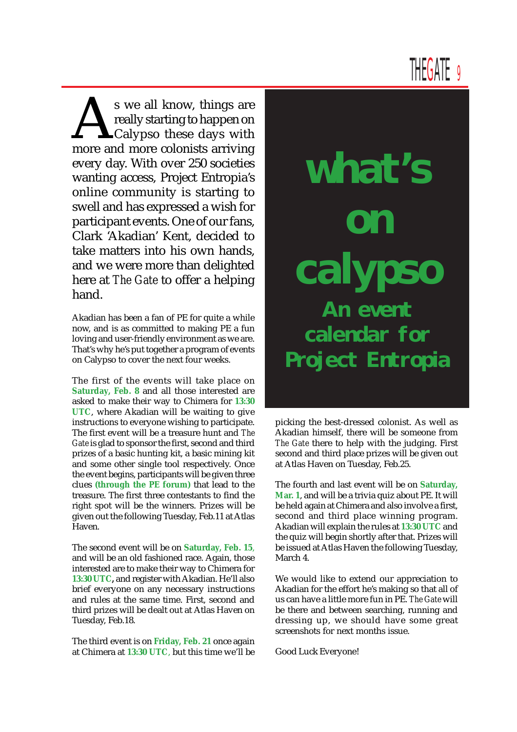# what's on calypso

## An event calendar for Project Entropia

As we all know, things are really starting to happen on Calypso these days with more and more colonists arriving every day. With over 250 societies wanting access, Project Entropia's online community is starting to swell and has expressed a wish for participant events. One of our fans, Clark 'Akadian' Kent, decided to take matters into his own hands, and we were more than delighted here at *The Gate* to offer a helping hand.

Akadian has been a fan of PE for quite a while now, and is as committed to making PE a fun loving and user-friendly environment as we are. That's why he's put together a program of events on Calypso to cover the next four weeks.

The first of the events will take place on **Saturday, Feb. 8** and all those interested are asked to make their way to Chimera for **13:30 UTC**, where Akadian will be waiting to give instructions to everyone wishing to participate. The first event will be a treasure hunt and *The Gate* is glad to sponsor the first, second and third prizes of a basic hunting kit, a basic mining kit and some other single tool respectively. Once the event begins, participants will be given three clues **(through the PE forum)** that lead to the treasure. The first three contestants to find the right spot will be the winners. Prizes will be given out the following Tuesday, Feb.11 at Atlas Haven.

The second event will be on **Saturday, Feb. 15**, and will be an old fashioned race. Again, those interested are to make their way to Chimera for **13:30 UTC**, and register with Akadian. He'll also brief everyone on any necessary instructions and rules at the same time. First, second and third prizes will be dealt out at Atlas Haven on Tuesday, Feb.18.

The third event is on **Friday, Feb. 21** once again at Chimera at **13:30 UTC**, but this time we'll be picking the best-dressed colonist. As well as Akadian himself, there will be someone from *The Gate* there to help with the judging. First second and third place prizes will be given out at Atlas Haven on Tuesday, Feb.25.

The fourth and last event will be on **Saturday, Mar. 1**, and will be a trivia quiz about PE. It will be held again at Chimera and also involve a first, second and third place winning program. Akadian will explain the rules at **13:30 UTC** and the quiz will begin shortly after that. Prizes will be issued at Atlas Haven the following Tuesday, March 4.

We would like to extend our appreciation to Akadian for the effort he's making so that all of us can have a little more fun in PE. *The Gate* will be there and between searching, running and dressing up, we should have some great screenshots for next months issue.

Good Luck Everyone!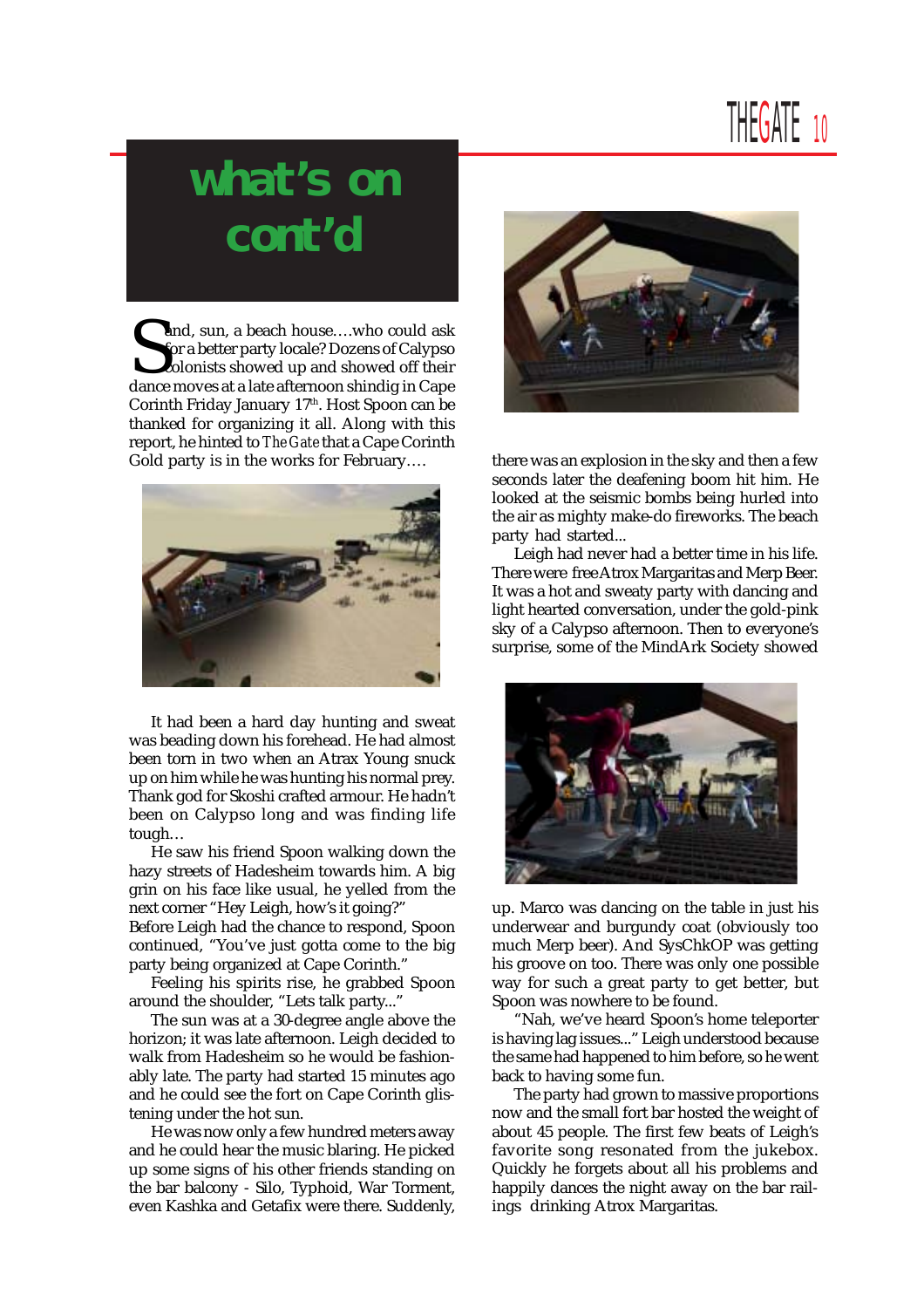# what's on cont'd

Sand, sun, a beach house….who could ask for a better party locale? Dozens of Calypso colonists showed up and showed off their dance moves at a late afternoon shindig in Cape Corinth Friday January 17th. Host Spoon can be thanked for organizing it all. Along with this report, he hinted to *The Gate* that a Cape Corinth Gold party is in the works for February….

It had been a hard day hunting and sweat was beading down his forehead. He had almost been torn in two when an Atrax Young snuck up on him while he was hunting his normal prey. Thank god for Skoshi crafted armour. He hadn't been on Calypso long and was finding life tough…

He saw his friend Spoon walking down the hazy streets of Hadesheim towards him. A big grin on his face like usual, he yelled from the next corner "Hey Leigh, how's it going?"
Before Leigh had the chance to respond, Spoon continued, "You've just gotta come to the big party being organized at Cape Corinth."

Feeling his spirits rise, he grabbed Spoon around the shoulder, "Lets talk party..."

The sun was at a 30-degree angle above the horizon; it was late afternoon. Leigh decided to walk from Hadesheim so he would be fashionably late. The party had started 15 minutes ago and he could see the fort on Cape Corinth glistening under the hot sun.

He was now only a few hundred meters away and he could hear the music blaring. He picked up some signs of his other friends standing on the bar balcony - Silo, Typhoid, War Torment, even Kashka and Getafix were there. Suddenly, there was an explosion in the sky and then a few seconds later the deafening boom hit him. He looked at the seismic bombs being hurled into the air as mighty make-do fireworks. The beach party had started...

Leigh had never had a better time in his life. There were free Atrox Margaritas and Merp Beer. It was a hot and sweaty party with dancing and light hearted conversation, under the gold-pink sky of a Calypso afternoon. Then to everyone's surprise, some of the MindArk Society showed up. Marco was dancing on the table in just his underwear and burgundy coat (obviously too much Merp beer). And SysChkOP was getting his groove on too. There was only one possible way for such a great party to get better, but Spoon was nowhere to be found.

"Nah, we've heard Spoon's home teleporter is having lag issues..." Leigh understood because the same had happened to him before, so he went back to having some fun.

The party had grown to massive proportions now and the small fort bar hosted the weight of about 45 people. The first few beats of Leigh's favorite song resonated from the jukebox. Quickly he forgets about all his problems and happily dances the night away on the bar railings drinking Atrox Margaritas.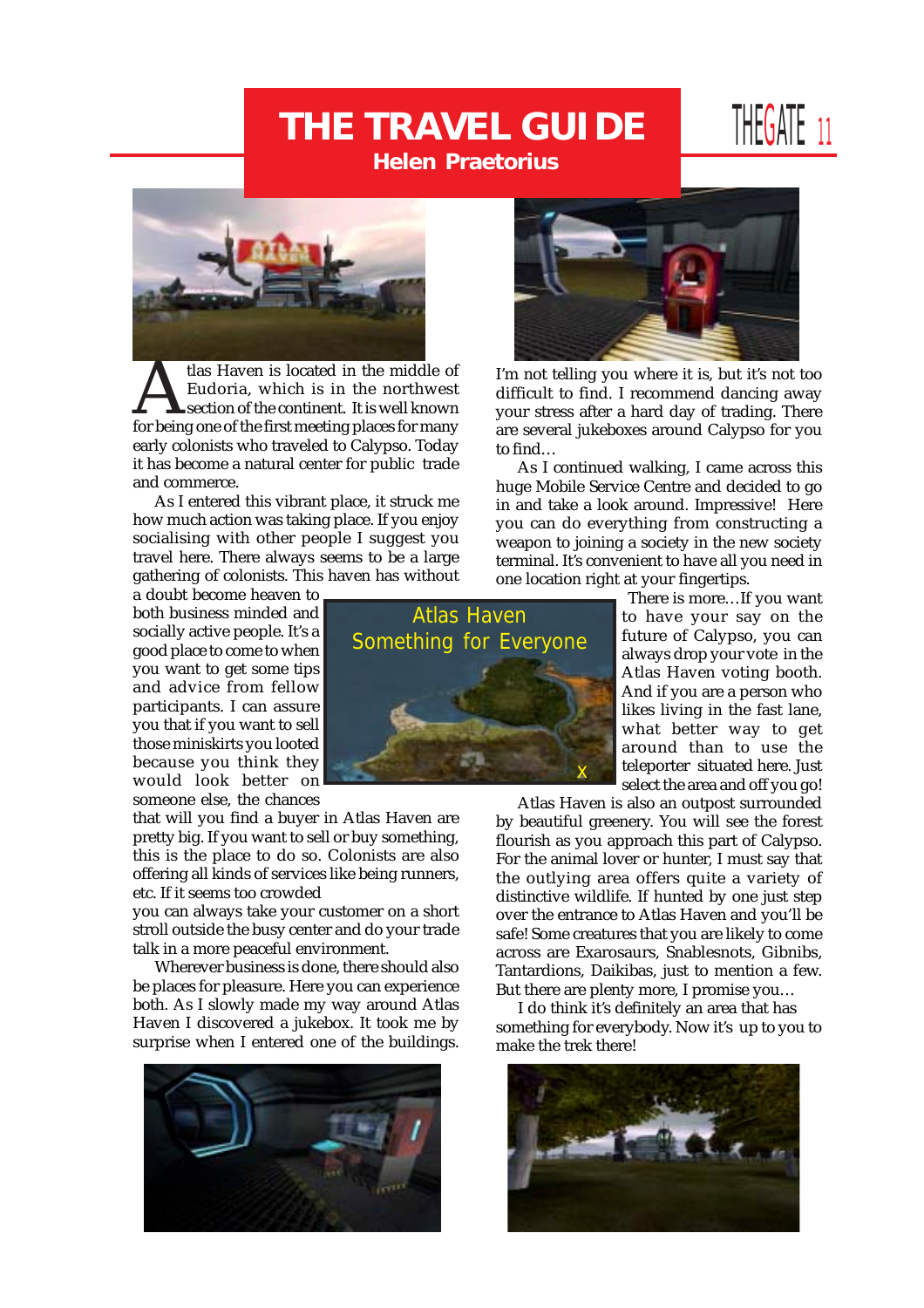# THE TRAVEL GUIDE

**Helen Praetorius**

Atlas Haven is located in the middle of Eudoria, which is in the northwest section of the continent. It is well known for being one of the first meeting places for many early colonists who traveled to Calypso. Today it has become a natural center for public trade and commerce.

As I entered this vibrant place, it struck me how much action was taking place. If you enjoy socialising with other people I suggest you travel here. There always seems to be a large gathering of colonists. This haven has without a doubt become heaven to both business minded and socially active people. It's a good place to come to when you want to get some tips and advice from fellow participants. I can assure you that if you want to sell those miniskirts you looted because you think they would look better on someone else, the chances that will you find a buyer in Atlas Haven are pretty big. If you want to sell or buy something, this is the place to do so. Colonists are also offering all kinds of services like being runners, etc. If it seems too crowded you can always take your customer on a short stroll outside the busy center and do your trade talk in a more peaceful environment.

Wherever business is done, there should also be places for pleasure. Here you can experience both. As I slowly made my way around Atlas Haven I discovered a jukebox. It took me by surprise when I entered one of the buildings. I'm not telling you where it is, but it's not too difficult to find. I recommend dancing away your stress after a hard day of trading. There are several jukeboxes around Calypso for you to find…

As I continued walking, I came across this huge Mobile Service Centre and decided to go in and take a look around. Impressive! Here you can do everything from constructing a weapon to joining a society in the new society terminal. It's convenient to have all you need in one location right at your fingertips.

Atlas Haven
Something for Everyone

There is more…If you want to have your say on the future of Calypso, you can always drop your vote in the Atlas Haven voting booth. And if you are a person who likes living in the fast lane, what better way to get around than to use the teleporter situated here. Just select the area and off you go!

Atlas Haven is also an outpost surrounded by beautiful greenery. You will see the forest flourish as you approach this part of Calypso. For the animal lover or hunter, I must say that the outlying area offers quite a variety of distinctive wildlife. If hunted by one just step over the entrance to Atlas Haven and you'll be safe! Some creatures that you are likely to come across are Exarosaurs, Snablesnots, Gibnibs, Tantardions, Daikibas, just to mention a few. But there are plenty more, I promise you…

I do think it's definitely an area that has something for everybody. Now it's up to you to make the trek there!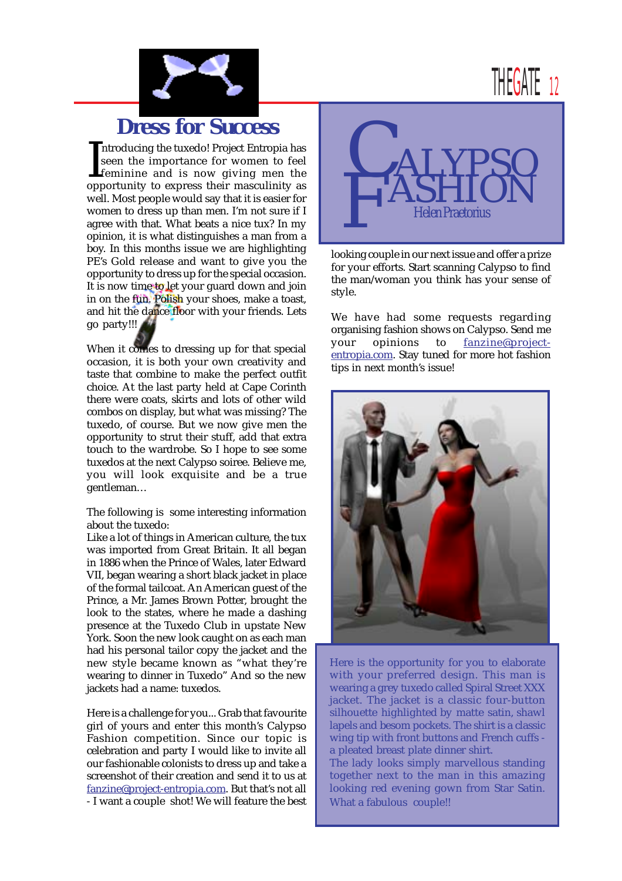# Dress for Success

Introducing the tuxedo! Project Entropia has seen the importance for women to feel feminine and is now giving men the opportunity to express their masculinity as well. Most people would say that it is easier for women to dress up than men. I'm not sure if I agree with that. What beats a nice tux? In my opinion, it is what distinguishes a man from a boy. In this months issue we are highlighting PE's Gold release and want to give you the opportunity to dress up for the special occasion. It is now time to let your guard down and join in on the fun. Polish your shoes, make a toast, and hit the dance floor with your friends. Lets go party!!!

When it comes to dressing up for that special occasion, it is both your own creativity and taste that combine to make the perfect outfit choice. At the last party held at Cape Corinth there were coats, skirts and lots of other wild combos on display, but what was missing? The tuxedo, of course. But we now give men the opportunity to strut their stuff, add that extra touch to the wardrobe. So I hope to see some tuxedos at the next Calypso soiree. Believe me, you will look exquisite and be a true gentleman…

The following is some interesting information about the tuxedo:
Like a lot of things in American culture, the tux was imported from Great Britain. It all began in 1886 when the Prince of Wales, later Edward VII, began wearing a short black jacket in place of the formal tailcoat. An American guest of the Prince, a Mr. James Brown Potter, brought the look to the states, where he made a dashing presence at the Tuxedo Club in upstate New York. Soon the new look caught on as each man had his personal tailor copy the jacket and the new style became known as "what they're wearing to dinner in Tuxedo" And so the new jackets had a name: tuxedos.

Here is a challenge for you... Grab that favourite girl of yours and enter this month's Calypso Fashion competition. Since our topic is celebration and party I would like to invite all our fashionable colonists to dress up and take a screenshot of their creation and send it to us at fanzine@project-entropia.com. But that's not all - I want a couple shot! We will feature the best looking couple in our next issue and offer a prize for your efforts. Start scanning Calypso to find the man/woman you think has your sense of style.

We have had some requests regarding organising fashion shows on Calypso. Send me your opinions to fanzine@project-entropia.com. Stay tuned for more hot fashion tips in next month's issue!

## Calypso Fashion

Helen Praetorius

Here is the opportunity for you to elaborate with your preferred design. This man is wearing a grey tuxedo called Spiral Street XXX jacket. The jacket is a classic four-button silhouette highlighted by matte satin, shawl lapels and besom pockets. The shirt is a classic wing tip with front buttons and French cuffs - a pleated breast plate dinner shirt.
The lady looks simply marvellous standing together next to the man in this amazing looking red evening gown from Star Satin. What a fabulous couple!!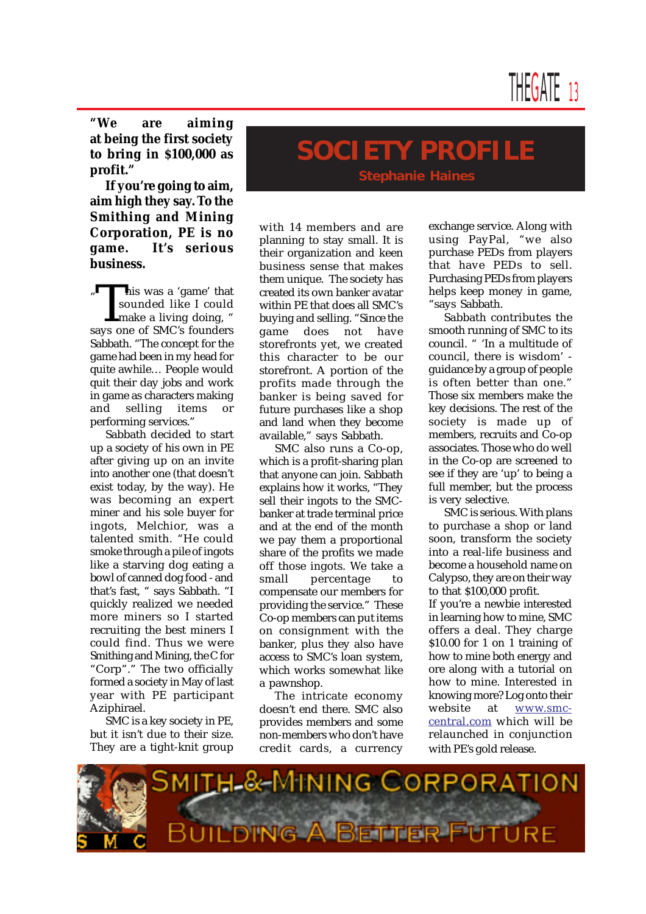# SOCIETY PROFILE

## Stephanie Haines

**"We are aiming at being the first society to bring in $100,000 as profit."**

**If you're going to aim, aim high they say. To the Smithing and Mining Corporation, PE is no game. It's serious business.**

"This was a 'game' that sounded like I could make a living doing, " says one of SMC's founders Sabbath. "The concept for the game had been in my head for quite awhile… People would quit their day jobs and work in game as characters making and selling items or performing services."

Sabbath decided to start up a society of his own in PE after giving up on an invite into another one (that doesn't exist today, by the way). He was becoming an expert miner and his sole buyer for ingots, Melchior, was a talented smith. "He could smoke through a pile of ingots like a starving dog eating a bowl of canned dog food - and that's fast, " says Sabbath. "I quickly realized we needed more miners so I started recruiting the best miners I could find. Thus we were Smithing and Mining, the C for "Corp"." The two officially formed a society in May of last year with PE participant Aziphirael.

SMC is a key society in PE, but it isn't due to their size. They are a tight-knit group with 14 members and are planning to stay small. It is their organization and keen business sense that makes them unique. The society has created its own banker avatar within PE that does all SMC's buying and selling. "Since the game does not have storefronts yet, we created this character to be our storefront. A portion of the profits made through the banker is being saved for future purchases like a shop and land when they become available," says Sabbath.

SMC also runs a Co-op, which is a profit-sharing plan that anyone can join. Sabbath explains how it works, "They sell their ingots to the SMC-banker at trade terminal price and at the end of the month we pay them a proportional share of the profits we made off those ingots. We take a small percentage to compensate our members for providing the service." These Co-op members can put items on consignment with the banker, plus they also have access to SMC's loan system, which works somewhat like a pawnshop.

The intricate economy doesn't end there. SMC also provides members and some non-members who don't have credit cards, a currency exchange service. Along with using PayPal, "we also purchase PEDs from players that have PEDs to sell. Purchasing PEDs from players helps keep money in game, "says Sabbath.

Sabbath contributes the smooth running of SMC to its council. " 'In a multitude of council, there is wisdom' - guidance by a group of people is often better than one." Those six members make the key decisions. The rest of the society is made up of members, recruits and Co-op associates. Those who do well in the Co-op are screened to see if they are 'up' to being a full member, but the process is very selective.

SMC is serious. With plans to purchase a shop or land soon, transform the society into a real-life business and become a household name on Calypso, they are on their way to that $100,000 profit.

If you're a newbie interested in learning how to mine, SMC offers a deal. They charge $10.00 for 1 on 1 training of how to mine both energy and ore along with a tutorial on how to mine. Interested in knowing more? Log onto their website at www.smc-central.com which will be relaunched in conjunction with PE's gold release.

SMITH & MINING CORPORATION
BUILDING A BETTER FUTURE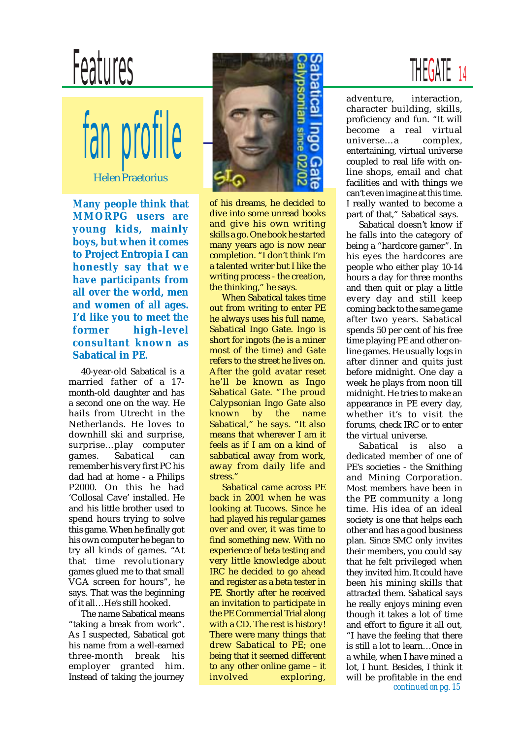# fan profile

Helen Praetorius

**Many people think that MMORPG users are young kids, mainly boys, but when it comes to Project Entropia I can honestly say that we have participants from all over the world, men and women of all ages. I'd like you to meet the former high-level consultant known as Sabatical in PE.**

40-year-old Sabatical is a married father of a 17-month-old daughter and has a second one on the way. He hails from Utrecht in the Netherlands. He loves to downhill ski and surprise, surprise…play computer games. Sabatical can remember his very first PC his dad had at home - a Philips P2000. On this he had 'Collosal Cave' installed. He and his little brother used to spend hours trying to solve this game. When he finally got his own computer he began to try all kinds of games. "At that time revolutionary games glued me to that small VGA screen for hours", he says. That was the beginning of it all…He's still hooked.

The name Sabatical means "taking a break from work". As I suspected, Sabatical got his name from a well-earned three-month break his employer granted him. Instead of taking the journey of his dreams, he decided to dive into some unread books and give his own writing skills a go. One book he started many years ago is now near completion. "I don't think I'm a talented writer but I like the writing process - the creation, the thinking," he says.

When Sabatical takes time out from writing to enter PE he always uses his full name, Sabatical Ingo Gate. Ingo is short for ingots (he is a miner most of the time) and Gate refers to the street he lives on. After the gold avatar reset he'll be known as Ingo Sabatical Gate. "The proud Calypsonian Ingo Gate also known by the name Sabatical," he says. "It also means that wherever I am it feels as if I am on a kind of sabbatical away from work, away from daily life and stress."

Sabatical came across PE back in 2001 when he was looking at Tucows. Since he had played his regular games over and over, it was time to find something new. With no experience of beta testing and very little knowledge about IRC he decided to go ahead and register as a beta tester in PE. Shortly after he received an invitation to participate in the PE Commercial Trial along with a CD. The rest is history! There were many things that drew Sabatical to PE; one being that it seemed different to any other online game – it involved exploring, adventure, interaction, character building, skills, proficiency and fun. "It will become a real virtual universe…a complex, entertaining, virtual universe coupled to real life with on-line shops, email and chat facilities and with things we can't even imagine at this time. I really wanted to become a part of that," Sabatical says.

Sabatical doesn't know if he falls into the category of being a "hardcore gamer". In his eyes the hardcores are people who either play 10-14 hours a day for three months and then quit or play a little every day and still keep coming back to the same game after two years. Sabatical spends 50 per cent of his free time playing PE and other on-line games. He usually logs in after dinner and quits just before midnight. One day a week he plays from noon till midnight. He tries to make an appearance in PE every day, whether it's to visit the forums, check IRC or to enter the virtual universe.

Sabatical is also a dedicated member of one of PE's societies - the Smithing and Mining Corporation. Most members have been in the PE community a long time. His idea of an ideal society is one that helps each other and has a good business plan. Since SMC only invites their members, you could say that he felt privileged when they invited him. It could have been his mining skills that attracted them. Sabatical says he really enjoys mining even though it takes a lot of time and effort to figure it all out, "I have the feeling that there is still a lot to learn…Once in a while, when I have mined a lot, I hunt. Besides, I think it will be profitable in the end

*continued on pg. 15*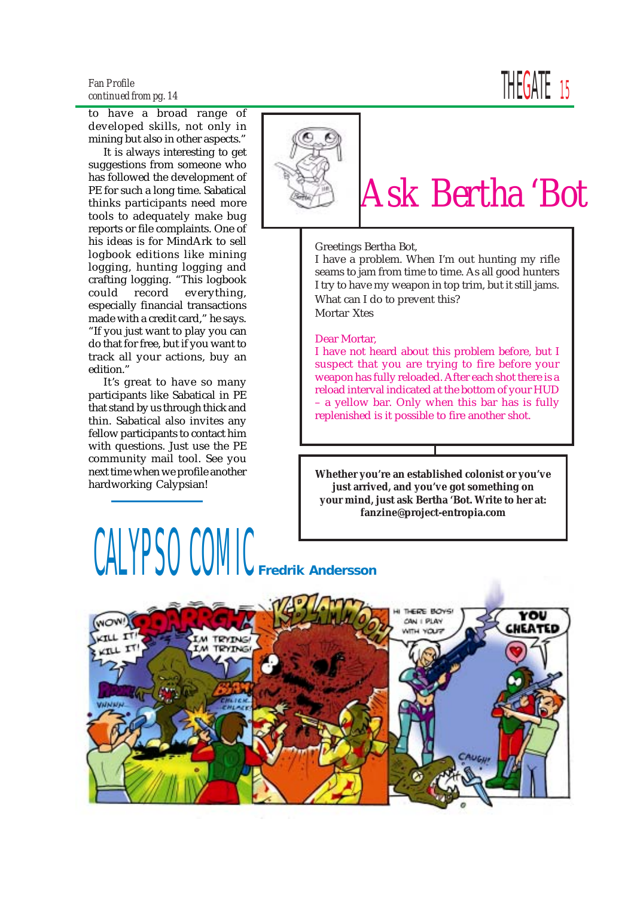*Fan Profile*
*continued from pg. 14*

to have a broad range of developed skills, not only in mining but also in other aspects."

It is always interesting to get suggestions from someone who has followed the development of PE for such a long time. Sabatical thinks participants need more tools to adequately make bug reports or file complaints. One of his ideas is for MindArk to sell logbook editions like mining logging, hunting logging and crafting logging. "This logbook could record everything, especially financial transactions made with a credit card," he says. "If you just want to play you can do that for free, but if you want to track all your actions, buy an edition."

It's great to have so many participants like Sabatical in PE that stand by us through thick and thin. Sabatical also invites any fellow participants to contact him with questions. Just use the PE community mail tool. See you next time when we profile another hardworking Calypsian!

# Ask Bertha 'Bot

Greetings Bertha Bot,
I have a problem. When I'm out hunting my rifle seams to jam from time to time. As all good hunters I try to have my weapon in top trim, but it still jams. What can I do to prevent this?
Mortar Xtes

Dear Mortar,
I have not heard about this problem before, but I suspect that you are trying to fire before your weapon has fully reloaded. After each shot there is a reload interval indicated at the bottom of your HUD – a yellow bar. Only when this bar has is fully replenished is it possible to fire another shot.

**Whether you're an established colonist or you've just arrived, and you've got something on your mind, just ask Bertha 'Bot. Write to her at: fanzine@project-entropia.com**

# CALYPSO COMIC

**Fredrik Andersson**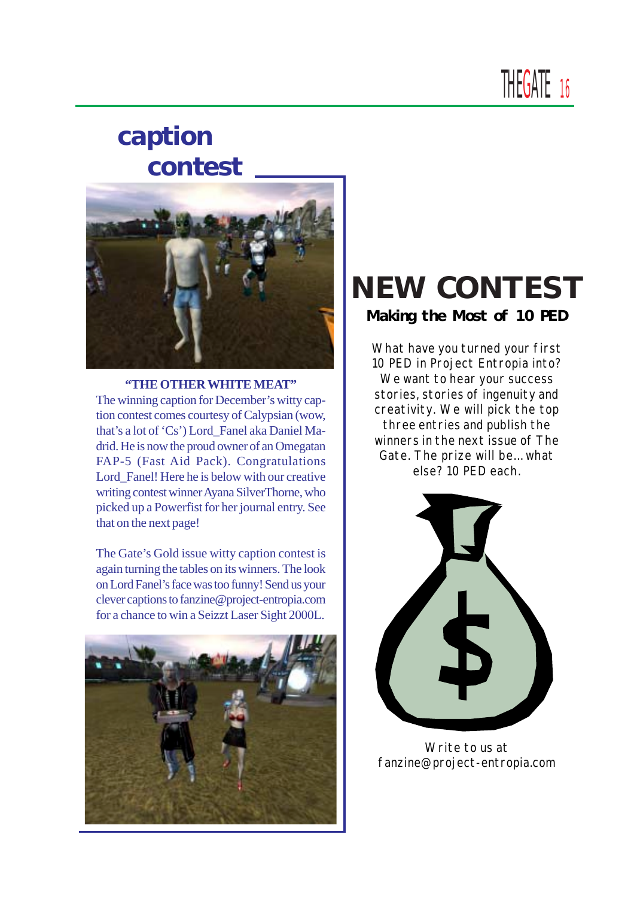# caption contest

**"THE OTHER WHITE MEAT"**

The winning caption for December's witty caption contest comes courtesy of Calypsian (wow, that's a lot of 'Cs') Lord_Fanel aka Daniel Madrid. He is now the proud owner of an Omegatan FAP-5 (Fast Aid Pack). Congratulations Lord_Fanel! Here he is below with our creative writing contest winner Ayana SilverThorne, who picked up a Powerfist for her journal entry. See that on the next page!

The Gate's Gold issue witty caption contest is again turning the tables on its winners. The look on Lord Fanel's face was too funny! Send us your clever captions to fanzine@project-entropia.com for a chance to win a Seizzt Laser Sight 2000L.

# NEW CONTEST

**Making the Most of 10 PED**

What have you turned your first 10 PED in Project Entropia into? We want to hear your success stories, stories of ingenuity and creativity. We will pick the top three entries and publish the winners in the next issue of The Gate. The prize will be... what else? 10 PED each.

Write to us at fanzine@project-entropia.com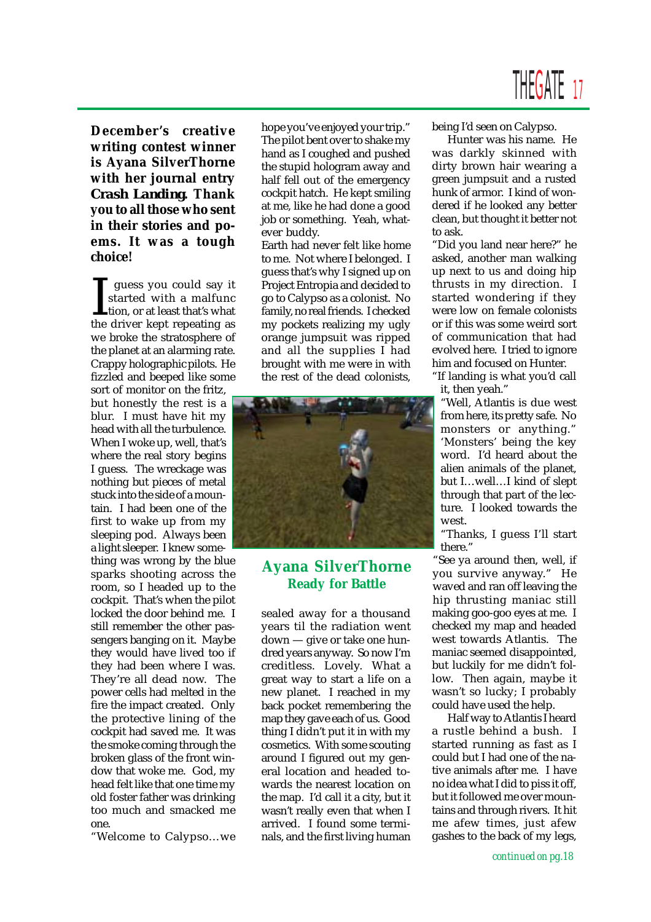**December's creative writing contest winner is Ayana SilverThorne with her journal entry *Crash Landing*. Thank you to all those who sent in their stories and poems. It was a tough choice!**

I guess you could say it started with a malfunction, or at least that's what the driver kept repeating as we broke the stratosphere of the planet at an alarming rate. Crappy holographic pilots. He fizzled and beeped like some sort of monitor on the fritz, but honestly the rest is a blur. I must have hit my head with all the turbulence. When I woke up, well, that's where the real story begins I guess. The wreckage was nothing but pieces of metal stuck into the side of a mountain. I had been one of the first to wake up from my sleeping pod. Always been a light sleeper. I knew something was wrong by the blue sparks shooting across the room, so I headed up to the cockpit. That's when the pilot locked the door behind me. I still remember the other passengers banging on it. Maybe they would have lived too if they had been where I was. They're all dead now. The power cells had melted in the fire the impact created. Only the protective lining of the cockpit had saved me. It was the smoke coming through the broken glass of the front window that woke me. God, my head felt like that one time my old foster father was drinking too much and smacked me one.

"Welcome to Calypso…we hope you've enjoyed your trip." The pilot bent over to shake my hand as I coughed and pushed the stupid hologram away and half fell out of the emergency cockpit hatch. He kept smiling at me, like he had done a good job or something. Yeah, whatever buddy.

Earth had never felt like home to me. Not where I belonged. I guess that's why I signed up on Project Entropia and decided to go to Calypso as a colonist. No family, no real friends. I checked my pockets realizing my ugly orange jumpsuit was ripped and all the supplies I had brought with me were in with the rest of the dead colonists, sealed away for a thousand years til the radiation went down — give or take one hundred years anyway. So now I'm creditless. Lovely. What a great way to start a life on a new planet. I reached in my back pocket remembering the map they gave each of us. Good thing I didn't put it in with my cosmetics. With some scouting around I figured out my general location and headed towards the nearest location on the map. I'd call it a city, but it wasn't really even that when I arrived. I found some terminals, and the first living human being I'd seen on Calypso.

**Ayana SilverThorne**
**Ready for Battle**

Hunter was his name. He was darkly skinned with dirty brown hair wearing a green jumpsuit and a rusted hunk of armor. I kind of wondered if he looked any better clean, but thought it better not to ask.

"Did you land near here?" he asked, another man walking up next to us and doing hip thrusts in my direction. I started wondering if they were low on female colonists or if this was some weird sort of communication that had evolved here. I tried to ignore him and focused on Hunter.

"If landing is what you'd call it, then yeah."

"Well, Atlantis is due west from here, its pretty safe. No monsters or anything." 'Monsters' being the key word. I'd heard about the alien animals of the planet, but I…well…I kind of slept through that part of the lecture. I looked towards the west.

"Thanks, I guess I'll start there."

"See ya around then, well, if you survive anyway." He waved and ran off leaving the hip thrusting maniac still making goo-goo eyes at me. I checked my map and headed west towards Atlantis. The maniac seemed disappointed, but luckily for me didn't follow. Then again, maybe it wasn't so lucky; I probably could have used the help.

Half way to Atlantis I heard a rustle behind a bush. I started running as fast as I could but I had one of the native animals after me. I have no idea what I did to piss it off, but it followed me over mountains and through rivers. It hit me afew times, just afew gashes to the back of my legs,

*continued on pg.18*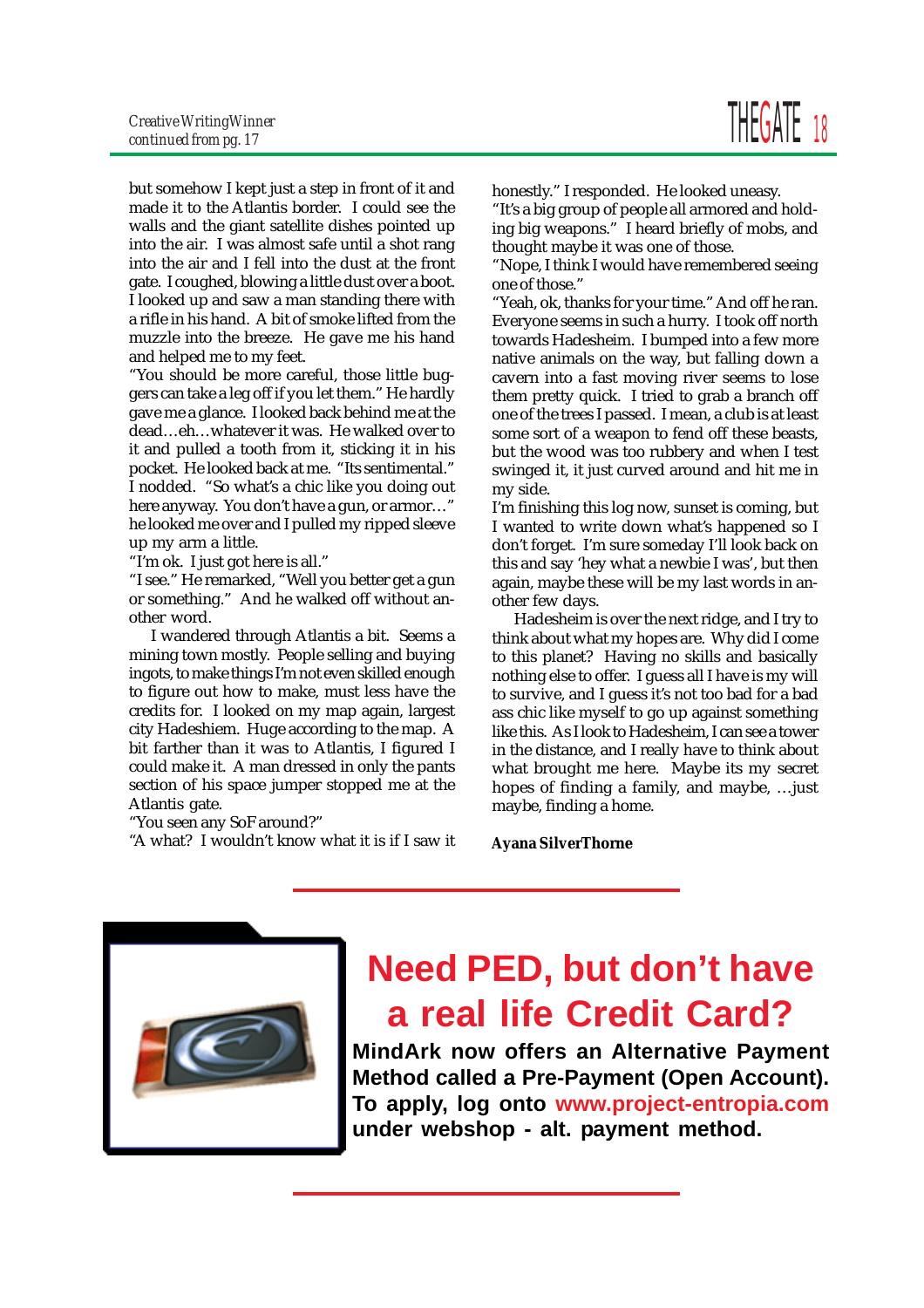*Creative Writing Winner*
*continued from pg. 17*

but somehow I kept just a step in front of it and made it to the Atlantis border. I could see the walls and the giant satellite dishes pointed up into the air. I was almost safe until a shot rang into the air and I fell into the dust at the front gate. I coughed, blowing a little dust over a boot. I looked up and saw a man standing there with a rifle in his hand. A bit of smoke lifted from the muzzle into the breeze. He gave me his hand and helped me to my feet.

"You should be more careful, those little buggers can take a leg off if you let them." He hardly gave me a glance. I looked back behind me at the dead…eh…whatever it was. He walked over to it and pulled a tooth from it, sticking it in his pocket. He looked back at me. "Its sentimental." I nodded. "So what's a chic like you doing out here anyway. You don't have a gun, or armor…" he looked me over and I pulled my ripped sleeve up my arm a little.

"I'm ok. I just got here is all."

"I see." He remarked, "Well you better get a gun or something." And he walked off without another word.

I wandered through Atlantis a bit. Seems a mining town mostly. People selling and buying ingots, to make things I'm not even skilled enough to figure out how to make, must less have the credits for. I looked on my map again, largest city Hadeshiem. Huge according to the map. A bit farther than it was to Atlantis, I figured I could make it. A man dressed in only the pants section of his space jumper stopped me at the Atlantis gate.

"You seen any SoF around?"

"A what? I wouldn't know what it is if I saw it honestly." I responded. He looked uneasy.

"It's a big group of people all armored and holding big weapons." I heard briefly of mobs, and thought maybe it was one of those.

"Nope, I think I would have remembered seeing one of those."

"Yeah, ok, thanks for your time." And off he ran. Everyone seems in such a hurry. I took off north towards Hadesheim. I bumped into a few more native animals on the way, but falling down a cavern into a fast moving river seems to lose them pretty quick. I tried to grab a branch off one of the trees I passed. I mean, a club is at least some sort of a weapon to fend off these beasts, but the wood was too rubbery and when I test swinged it, it just curved around and hit me in my side.

I'm finishing this log now, sunset is coming, but I wanted to write down what's happened so I don't forget. I'm sure someday I'll look back on this and say 'hey what a newbie I was', but then again, maybe these will be my last words in another few days.

Hadesheim is over the next ridge, and I try to think about what my hopes are. Why did I come to this planet? Having no skills and basically nothing else to offer. I guess all I have is my will to survive, and I guess it's not too bad for a bad ass chic like myself to go up against something like this. As I look to Hadesheim, I can see a tower in the distance, and I really have to think about what brought me here. Maybe its my secret hopes of finding a family, and maybe, …just maybe, finding a home.

**Ayana SilverThorne**

---

# Need PED, but don't have a real life Credit Card?

**MindArk now offers an Alternative Payment Method called a Pre-Payment (Open Account). To apply, log onto www.project-entropia.com under webshop - alt. payment method.**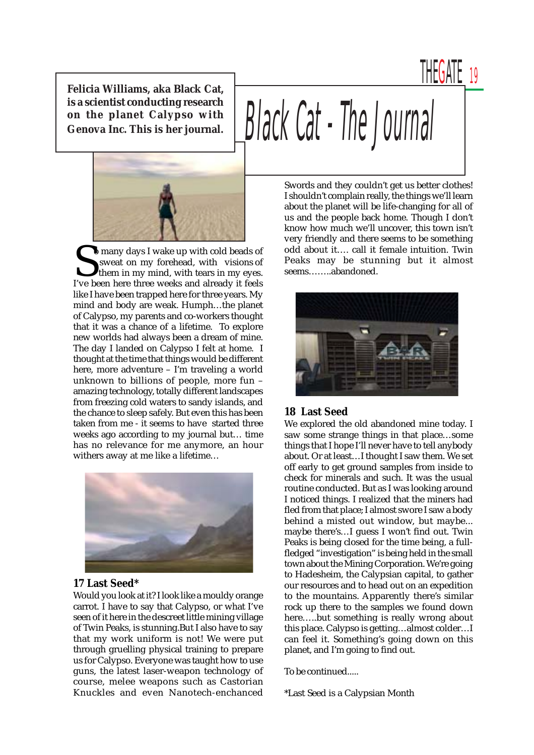# Black Cat - The Journal

**Felicia Williams, aka Black Cat, is a scientist conducting research on the planet Calypso with Genova Inc. This is her journal.**

So many days I wake up with cold beads of sweat on my forehead, with visions of them in my mind, with tears in my eyes. I've been here three weeks and already it feels like I have been trapped here for three years. My mind and body are weak. Humph…the planet of Calypso, my parents and co-workers thought that it was a chance of a lifetime. To explore new worlds had always been a dream of mine. The day I landed on Calypso I felt at home. I thought at the time that things would be different here, more adventure – I'm traveling a world unknown to billions of people, more fun – amazing technology, totally different landscapes from freezing cold waters to sandy islands, and the chance to sleep safely. But even this has been taken from me - it seems to have started three weeks ago according to my journal but… time has no relevance for me anymore, an hour withers away at me like a lifetime…

## 17 Last Seed*

Would you look at it? I look like a mouldy orange carrot. I have to say that Calypso, or what I've seen of it here in the descreet little mining village of Twin Peaks, is stunning.But I also have to say that my work uniform is not! We were put through gruelling physical training to prepare us for Calypso. Everyone was taught how to use guns, the latest laser-weapon technology of course, melee weapons such as Castorian Knuckles and even Nanotech-enchanced Swords and they couldn't get us better clothes! I shouldn't complain really, the things we'll learn about the planet will be life-changing for all of us and the people back home. Though I don't know how much we'll uncover, this town isn't very friendly and there seems to be something odd about it…. call it female intuition. Twin Peaks may be stunning but it almost seems……..abandoned.

## 18 Last Seed

We explored the old abandoned mine today. I saw some strange things in that place…some things that I hope I'll never have to tell anybody about. Or at least…I thought I saw them. We set off early to get ground samples from inside to check for minerals and such. It was the usual routine conducted. But as I was looking around I noticed things. I realized that the miners had fled from that place; I almost swore I saw a body behind a misted out window, but maybe... maybe there's…I guess I won't find out. Twin Peaks is being closed for the time being, a full-fledged "investigation" is being held in the small town about the Mining Corporation. We're going to Hadesheim, the Calypsian capital, to gather our resources and to head out on an expedition to the mountains. Apparently there's similar rock up there to the samples we found down here…..but something is really wrong about this place. Calypso is getting…almost colder…I can feel it. Something's going down on this planet, and I'm going to find out.

To be continued.....

*Last Seed is a Calypsian Month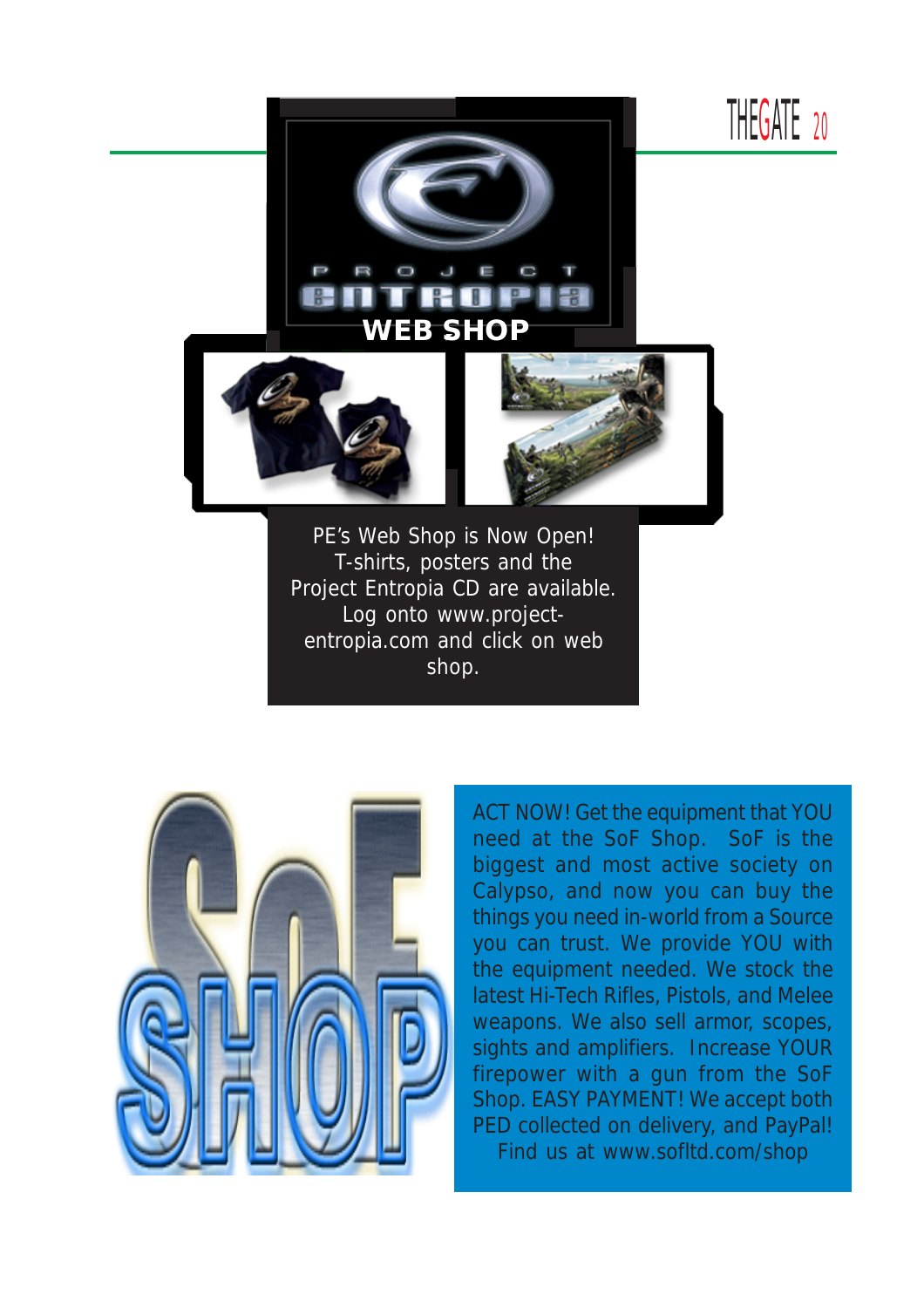## WEB SHOP

PE's Web Shop is Now Open! T-shirts, posters and the Project Entropia CD are available. Log onto www.project-entropia.com and click on web shop.

ACT NOW! Get the equipment that YOU need at the SoF Shop. SoF is the biggest and most active society on Calypso, and now you can buy the things you need in-world from a Source you can trust. We provide YOU with the equipment needed. We stock the latest Hi-Tech Rifles, Pistols, and Melee weapons. We also sell armor, scopes, sights and amplifiers. Increase YOUR firepower with a gun from the SoF Shop. EASY PAYMENT! We accept both PED collected on delivery, and PayPal! Find us at www.sofltd.com/shop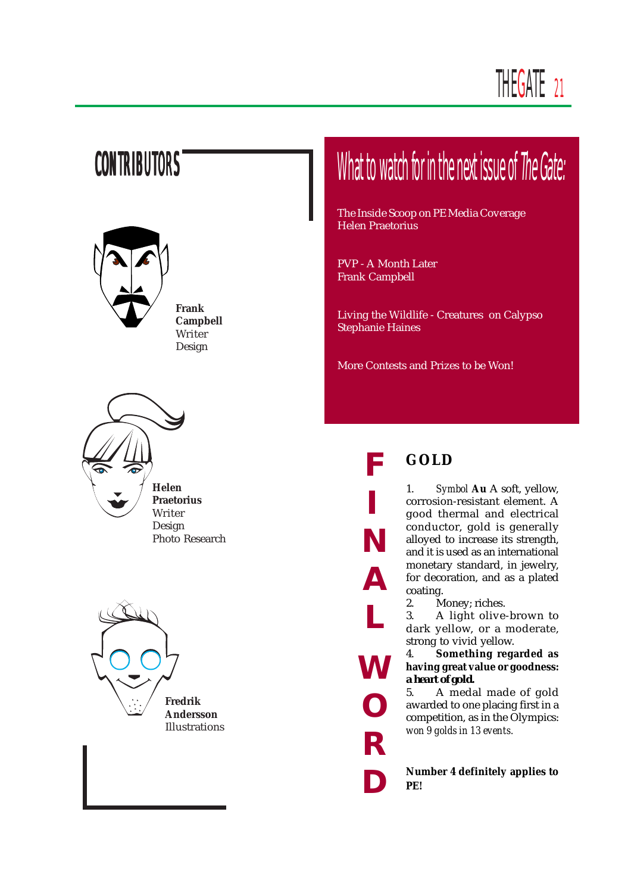## CONTRIBUTORS

**Frank Campbell**
Writer
Design

**Helen Praetorius**
Writer
Design
Photo Research

**Fredrik Andersson**
Illustrations

## What to watch for in the next issue of *The Gate*:

The Inside Scoop on PE Media Coverage
Helen Praetorius

PVP - A Month Later
Frank Campbell

Living the Wildlife - Creatures on Calypso
Stephanie Haines

More Contests and Prizes to be Won!

## FINAL WORD

### GOLD

1. *Symbol* **Au** A soft, yellow, corrosion-resistant element. A good thermal and electrical conductor, gold is generally alloyed to increase its strength, and it is used as an international monetary standard, in jewelry, for decoration, and as a plated coating.
2. Money; riches.
3. A light olive-brown to dark yellow, or a moderate, strong to vivid yellow.
4. **Something regarded as having great value or goodness: *a heart of gold.***
5. A medal made of gold awarded to one placing first in a competition, as in the Olympics: *won 9 golds in 13 events.*

**Number 4 definitely applies to PE!**